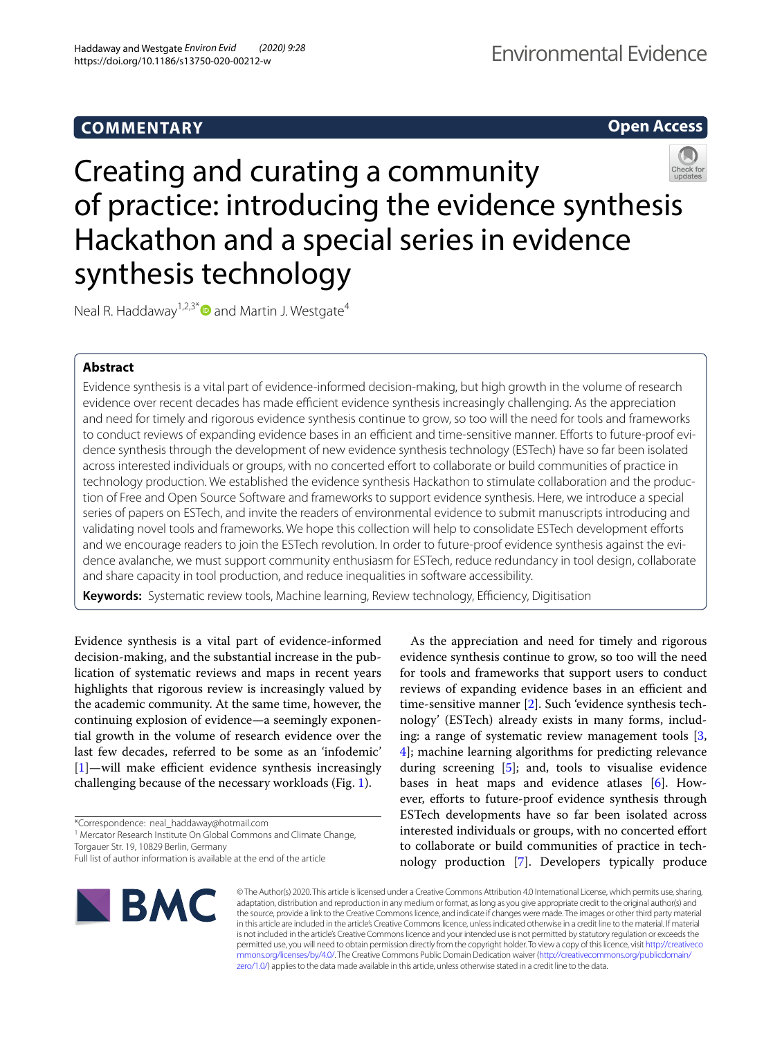COMMENTARY

Open Access

# Creating and curating a community of practice: introducing the evidence synthesis Hackathon and a special series in evidence synthesis technology

Neal R. Haddaway[1,2,3*] and Martin J. Westgate[4]

## Abstract

Evidence synthesis is a vital part of evidence-informed decision-making, but high growth in the volume of research evidence over recent decades has made efficient evidence synthesis increasingly challenging. As the appreciation and need for timely and rigorous evidence synthesis continue to grow, so too will the need for tools and frameworks to conduct reviews of expanding evidence bases in an efficient and time-sensitive manner. Efforts to future-proof evidence synthesis through the development of new evidence synthesis technology (ESTech) have so far been isolated across interested individuals or groups, with no concerted effort to collaborate or build communities of practice in technology production. We established the evidence synthesis Hackathon to stimulate collaboration and the production of Free and Open Source Software and frameworks to support evidence synthesis. Here, we introduce a special series of papers on ESTech, and invite the readers of environmental evidence to submit manuscripts introducing and validating novel tools and frameworks. We hope this collection will help to consolidate ESTech development efforts and we encourage readers to join the ESTech revolution. In order to future-proof evidence synthesis against the evidence avalanche, we must support community enthusiasm for ESTech, reduce redundancy in tool design, collaborate and share capacity in tool production, and reduce inequalities in software accessibility.

**Keywords:** Systematic review tools, Machine learning, Review technology, Efficiency, Digitisation

Evidence synthesis is a vital part of evidence-informed decision-making, and the substantial increase in the publication of systematic reviews and maps in recent years highlights that rigorous review is increasingly valued by the academic community. At the same time, however, the continuing explosion of evidence—a seemingly exponential growth in the volume of research evidence over the last few decades, referred to be some as an 'infodemic' [1]—will make efficient evidence synthesis increasingly challenging because of the necessary workloads (Fig. 1).

As the appreciation and need for timely and rigorous evidence synthesis continue to grow, so too will the need for tools and frameworks that support users to conduct reviews of expanding evidence bases in an efficient and time-sensitive manner [2]. Such 'evidence synthesis technology' (ESTech) already exists in many forms, including: a range of systematic review management tools [3, 4]; machine learning algorithms for predicting relevance during screening [5]; and, tools to visualise evidence bases in heat maps and evidence atlases [6]. However, efforts to future-proof evidence synthesis through ESTech developments have so far been isolated across interested individuals or groups, with no concerted effort to collaborate or build communities of practice in technology production [7]. Developers typically produce

*Correspondence: neal_haddaway@hotmail.com
[1] Mercator Research Institute On Global Commons and Climate Change, Torgauer Str. 19, 10829 Berlin, Germany
Full list of author information is available at the end of the article

© The Author(s) 2020. This article is licensed under a Creative Commons Attribution 4.0 International License, which permits use, sharing, adaptation, distribution and reproduction in any medium or format, as long as you give appropriate credit to the original author(s) and the source, provide a link to the Creative Commons licence, and indicate if changes were made. The images or other third party material in this article are included in the article's Creative Commons licence, unless indicated otherwise in a credit line to the material. If material is not included in the article's Creative Commons licence and your intended use is not permitted by statutory regulation or exceeds the permitted use, you will need to obtain permission directly from the copyright holder. To view a copy of this licence, visit http://creativecommons.org/licenses/by/4.0/. The Creative Commons Public Domain Dedication waiver (http://creativecommons.org/publicdomain/zero/1.0/) applies to the data made available in this article, unless otherwise stated in a credit line to the data.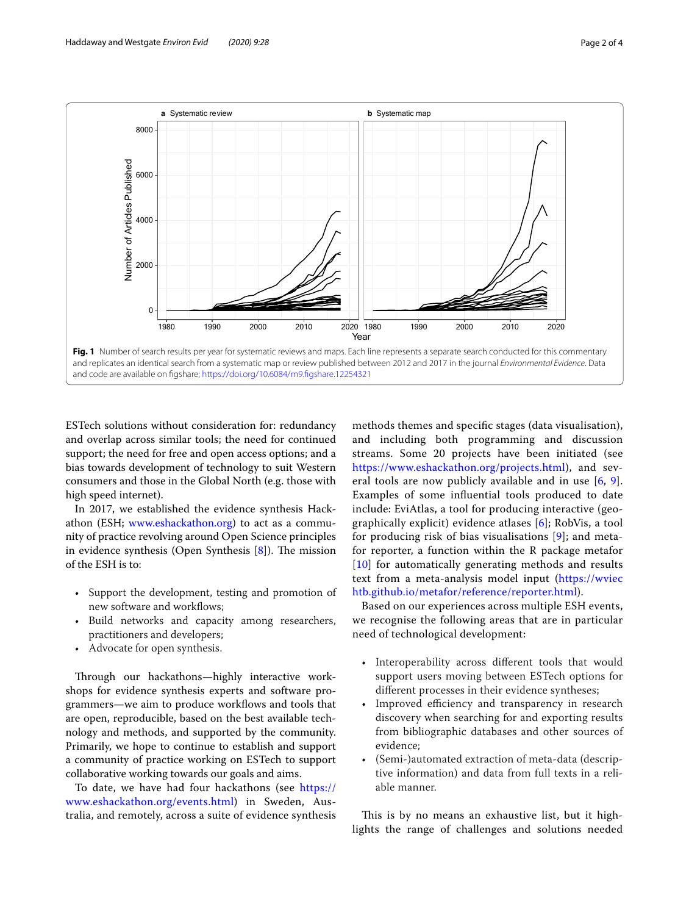Fig. 1 Number of search results per year for systematic reviews and maps. Each line represents a separate search conducted for this commentary and replicates an identical search from a systematic map or review published between 2012 and 2017 in the journal *Environmental Evidence*. Data and code are available on figshare; https://doi.org/10.6084/m9.figshare.12254321

ESTech solutions without consideration for: redundancy and overlap across similar tools; the need for continued support; the need for free and open access options; and a bias towards development of technology to suit Western consumers and those in the Global North (e.g. those with high speed internet).

In 2017, we established the evidence synthesis Hackathon (ESH; www.eshackathon.org) to act as a community of practice revolving around Open Science principles in evidence synthesis (Open Synthesis [8]). The mission of the ESH is to:

- Support the development, testing and promotion of new software and workflows;
- Build networks and capacity among researchers, practitioners and developers;
- Advocate for open synthesis.

Through our hackathons—highly interactive workshops for evidence synthesis experts and software programmers—we aim to produce workflows and tools that are open, reproducible, based on the best available technology and methods, and supported by the community. Primarily, we hope to continue to establish and support a community of practice working on ESTech to support collaborative working towards our goals and aims.

To date, we have had four hackathons (see https://www.eshackathon.org/events.html) in Sweden, Australia, and remotely, across a suite of evidence synthesis methods themes and specific stages (data visualisation), and including both programming and discussion streams. Some 20 projects have been initiated (see https://www.eshackathon.org/projects.html), and several tools are now publicly available and in use [6, 9]. Examples of some influential tools produced to date include: EviAtlas, a tool for producing interactive (geographically explicit) evidence atlases [6]; RobVis, a tool for producing risk of bias visualisations [9]; and metafor reporter, a function within the R package metafor [10] for automatically generating methods and results text from a meta-analysis model input (https://wviechtb.github.io/metafor/reference/reporter.html).

Based on our experiences across multiple ESH events, we recognise the following areas that are in particular need of technological development:

- Interoperability across different tools that would support users moving between ESTech options for different processes in their evidence syntheses;
- Improved efficiency and transparency in research discovery when searching for and exporting results from bibliographic databases and other sources of evidence;
- (Semi-)automated extraction of meta-data (descriptive information) and data from full texts in a reliable manner.

This is by no means an exhaustive list, but it highlights the range of challenges and solutions needed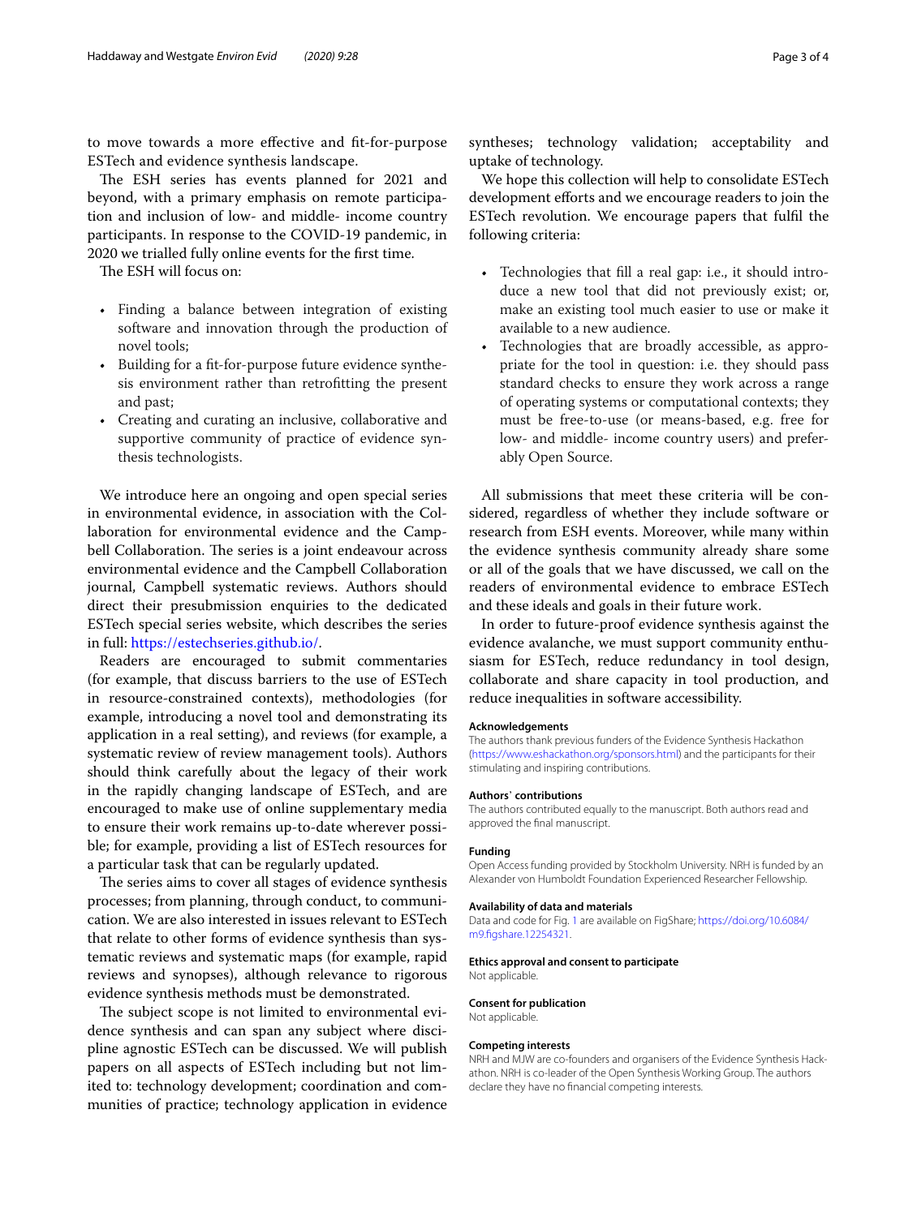to move towards a more effective and fit-for-purpose ESTech and evidence synthesis landscape.

The ESH series has events planned for 2021 and beyond, with a primary emphasis on remote participation and inclusion of low- and middle- income country participants. In response to the COVID-19 pandemic, in 2020 we trialled fully online events for the first time.

The ESH will focus on:

- Finding a balance between integration of existing software and innovation through the production of novel tools;
- Building for a fit-for-purpose future evidence synthesis environment rather than retrofitting the present and past;
- Creating and curating an inclusive, collaborative and supportive community of practice of evidence synthesis technologists.

We introduce here an ongoing and open special series in environmental evidence, in association with the Collaboration for environmental evidence and the Campbell Collaboration. The series is a joint endeavour across environmental evidence and the Campbell Collaboration journal, Campbell systematic reviews. Authors should direct their presubmission enquiries to the dedicated ESTech special series website, which describes the series in full: https://estechseries.github.io/.

Readers are encouraged to submit commentaries (for example, that discuss barriers to the use of ESTech in resource-constrained contexts), methodologies (for example, introducing a novel tool and demonstrating its application in a real setting), and reviews (for example, a systematic review of review management tools). Authors should think carefully about the legacy of their work in the rapidly changing landscape of ESTech, and are encouraged to make use of online supplementary media to ensure their work remains up-to-date wherever possible; for example, providing a list of ESTech resources for a particular task that can be regularly updated.

The series aims to cover all stages of evidence synthesis processes; from planning, through conduct, to communication. We are also interested in issues relevant to ESTech that relate to other forms of evidence synthesis than systematic reviews and systematic maps (for example, rapid reviews and synopses), although relevance to rigorous evidence synthesis methods must be demonstrated.

The subject scope is not limited to environmental evidence synthesis and can span any subject where discipline agnostic ESTech can be discussed. We will publish papers on all aspects of ESTech including but not limited to: technology development; coordination and communities of practice; technology application in evidence syntheses; technology validation; acceptability and uptake of technology.

We hope this collection will help to consolidate ESTech development efforts and we encourage readers to join the ESTech revolution. We encourage papers that fulfil the following criteria:

- Technologies that fill a real gap: i.e., it should introduce a new tool that did not previously exist; or, make an existing tool much easier to use or make it available to a new audience.
- Technologies that are broadly accessible, as appropriate for the tool in question: i.e. they should pass standard checks to ensure they work across a range of operating systems or computational contexts; they must be free-to-use (or means-based, e.g. free for low- and middle- income country users) and preferably Open Source.

All submissions that meet these criteria will be considered, regardless of whether they include software or research from ESH events. Moreover, while many within the evidence synthesis community already share some or all of the goals that we have discussed, we call on the readers of environmental evidence to embrace ESTech and these ideals and goals in their future work.

In order to future-proof evidence synthesis against the evidence avalanche, we must support community enthusiasm for ESTech, reduce redundancy in tool design, collaborate and share capacity in tool production, and reduce inequalities in software accessibility.

#### Acknowledgements

The authors thank previous funders of the Evidence Synthesis Hackathon (https://www.eshackathon.org/sponsors.html) and the participants for their stimulating and inspiring contributions.

#### Authors' contributions

The authors contributed equally to the manuscript. Both authors read and approved the final manuscript.

#### Funding

Open Access funding provided by Stockholm University. NRH is funded by an Alexander von Humboldt Foundation Experienced Researcher Fellowship.

#### Availability of data and materials

Data and code for Fig. 1 are available on FigShare; https://doi.org/10.6084/m9.figshare.12254321.

#### Ethics approval and consent to participate

Not applicable.

#### Consent for publication

Not applicable.

#### Competing interests

NRH and MJW are co-founders and organisers of the Evidence Synthesis Hackathon. NRH is co-leader of the Open Synthesis Working Group. The authors declare they have no financial competing interests.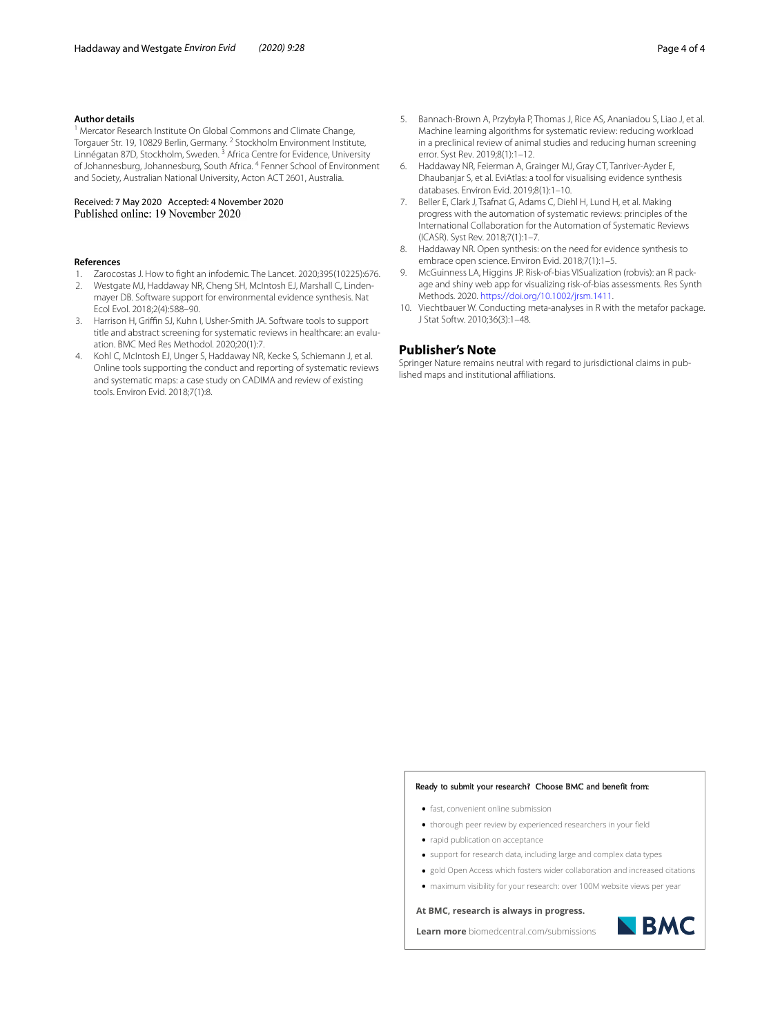### Author details

[1] Mercator Research Institute On Global Commons and Climate Change, Torgauer Str. 19, 10829 Berlin, Germany. [2] Stockholm Environment Institute, Linnégatan 87D, Stockholm, Sweden. [3] Africa Centre for Evidence, University of Johannesburg, Johannesburg, South Africa. [4] Fenner School of Environment and Society, Australian National University, Acton ACT 2601, Australia.

Received: 7 May 2020 Accepted: 4 November 2020
Published online: 19 November 2020

### References

1. Zarocostas J. How to fight an infodemic. The Lancet. 2020;395(10225):676.
2. Westgate MJ, Haddaway NR, Cheng SH, McIntosh EJ, Marshall C, Lindenmayer DB. Software support for environmental evidence synthesis. Nat Ecol Evol. 2018;2(4):588–90.
3. Harrison H, Griffin SJ, Kuhn I, Usher-Smith JA. Software tools to support title and abstract screening for systematic reviews in healthcare: an evaluation. BMC Med Res Methodol. 2020;20(1):7.
4. Kohl C, McIntosh EJ, Unger S, Haddaway NR, Kecke S, Schiemann J, et al. Online tools supporting the conduct and reporting of systematic reviews and systematic maps: a case study on CADIMA and review of existing tools. Environ Evid. 2018;7(1):8.
5. Bannach-Brown A, Przybyła P, Thomas J, Rice AS, Ananiadou S, Liao J, et al. Machine learning algorithms for systematic review: reducing workload in a preclinical review of animal studies and reducing human screening error. Syst Rev. 2019;8(1):1–12.
6. Haddaway NR, Feierman A, Grainger MJ, Gray CT, Tanriver-Ayder E, Dhaubanjar S, et al. EviAtlas: a tool for visualising evidence synthesis databases. Environ Evid. 2019;8(1):1–10.
7. Beller E, Clark J, Tsafnat G, Adams C, Diehl H, Lund H, et al. Making progress with the automation of systematic reviews: principles of the International Collaboration for the Automation of Systematic Reviews (ICASR). Syst Rev. 2018;7(1):1–7.
8. Haddaway NR. Open synthesis: on the need for evidence synthesis to embrace open science. Environ Evid. 2018;7(1):1–5.
9. McGuinness LA, Higgins JP. Risk-of-bias VISualization (robvis): an R package and shiny web app for visualizing risk-of-bias assessments. Res Synth Methods. 2020. https://doi.org/10.1002/jrsm.1411.
10. Viechtbauer W. Conducting meta-analyses in R with the metafor package. J Stat Softw. 2010;36(3):1–48.

## Publisher's Note

Springer Nature remains neutral with regard to jurisdictional claims in published maps and institutional affiliations.

Ready to submit your research? Choose BMC and benefit from:

- fast, convenient online submission
- thorough peer review by experienced researchers in your field
- rapid publication on acceptance
- support for research data, including large and complex data types
- gold Open Access which fosters wider collaboration and increased citations
- maximum visibility for your research: over 100M website views per year

**At BMC, research is always in progress.**

**Learn more** biomedcentral.com/submissions

BMC